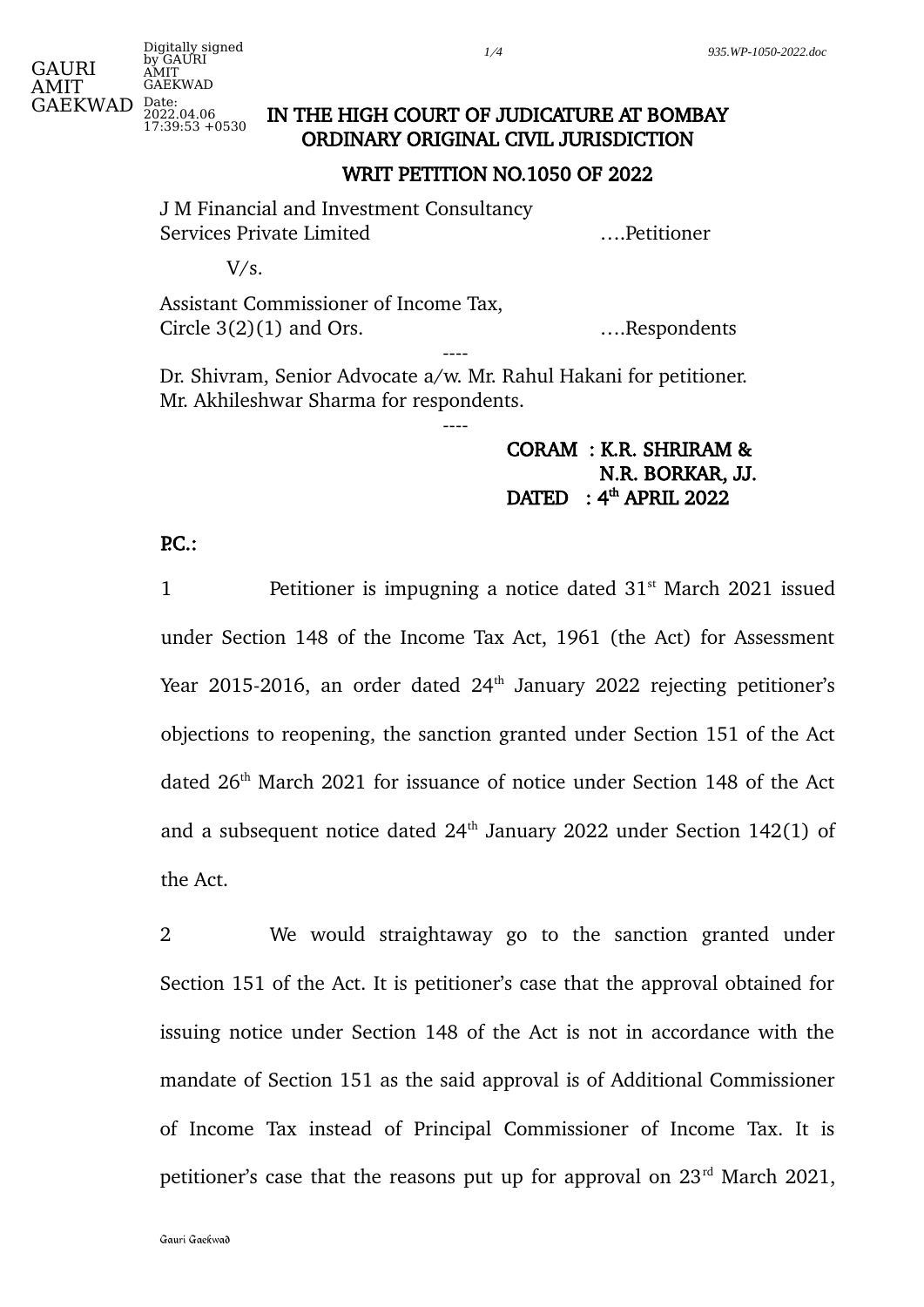# IN THE HIGH COURT OF JUDICATURE AT BOMBAY
## ORDINARY ORIGINAL CIVIL JURISDICTION

## WRIT PETITION NO.1050 OF 2022

J M Financial and Investment Consultancy Services Private Limited ….Petitioner

V/s.

Assistant Commissioner of Income Tax, Circle 3(2)(1) and Ors. ….Respondents

----

Dr. Shivram, Senior Advocate a/w. Mr. Rahul Hakani for petitioner.
Mr. Akhileshwar Sharma for respondents.

----

**CORAM : K.R. SHRIRAM & N.R. BORKAR, JJ.**
**DATED : 4th APRIL 2022**

**P.C.:**

1 Petitioner is impugning a notice dated 31st March 2021 issued under Section 148 of the Income Tax Act, 1961 (the Act) for Assessment Year 2015-2016, an order dated 24th January 2022 rejecting petitioner's objections to reopening, the sanction granted under Section 151 of the Act dated 26th March 2021 for issuance of notice under Section 148 of the Act and a subsequent notice dated 24th January 2022 under Section 142(1) of the Act.

2 We would straightaway go to the sanction granted under Section 151 of the Act. It is petitioner's case that the approval obtained for issuing notice under Section 148 of the Act is not in accordance with the mandate of Section 151 as the said approval is of Additional Commissioner of Income Tax instead of Principal Commissioner of Income Tax. It is petitioner's case that the reasons put up for approval on 23rd March 2021,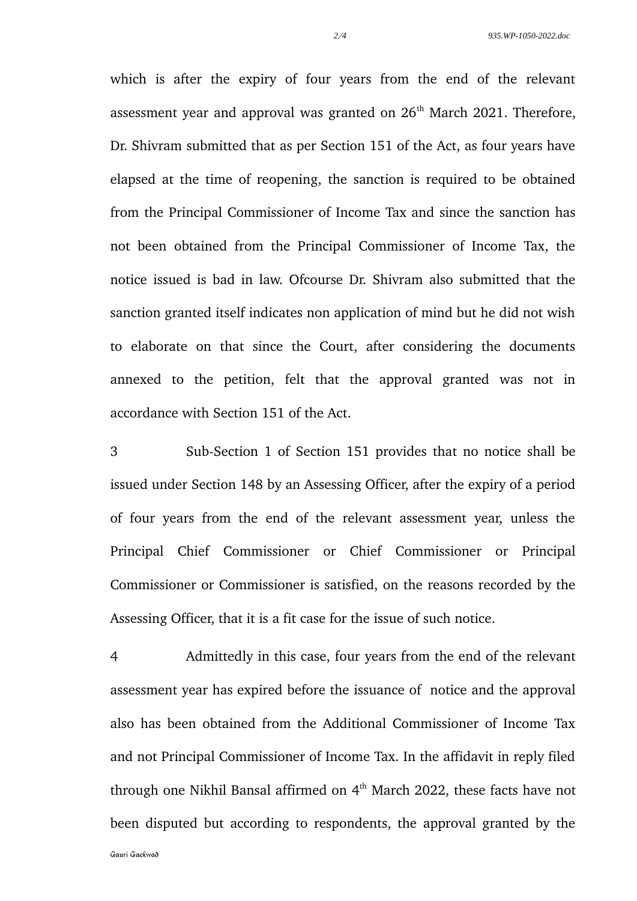which is after the expiry of four years from the end of the relevant assessment year and approval was granted on 26th March 2021. Therefore, Dr. Shivram submitted that as per Section 151 of the Act, as four years have elapsed at the time of reopening, the sanction is required to be obtained from the Principal Commissioner of Income Tax and since the sanction has not been obtained from the Principal Commissioner of Income Tax, the notice issued is bad in law. Ofcourse Dr. Shivram also submitted that the sanction granted itself indicates non application of mind but he did not wish to elaborate on that since the Court, after considering the documents annexed to the petition, felt that the approval granted was not in accordance with Section 151 of the Act.

3 Sub-Section 1 of Section 151 provides that no notice shall be issued under Section 148 by an Assessing Officer, after the expiry of a period of four years from the end of the relevant assessment year, unless the Principal Chief Commissioner or Chief Commissioner or Principal Commissioner or Commissioner is satisfied, on the reasons recorded by the Assessing Officer, that it is a fit case for the issue of such notice.

4 Admittedly in this case, four years from the end of the relevant assessment year has expired before the issuance of notice and the approval also has been obtained from the Additional Commissioner of Income Tax and not Principal Commissioner of Income Tax. In the affidavit in reply filed through one Nikhil Bansal affirmed on 4th March 2022, these facts have not been disputed but according to respondents, the approval granted by the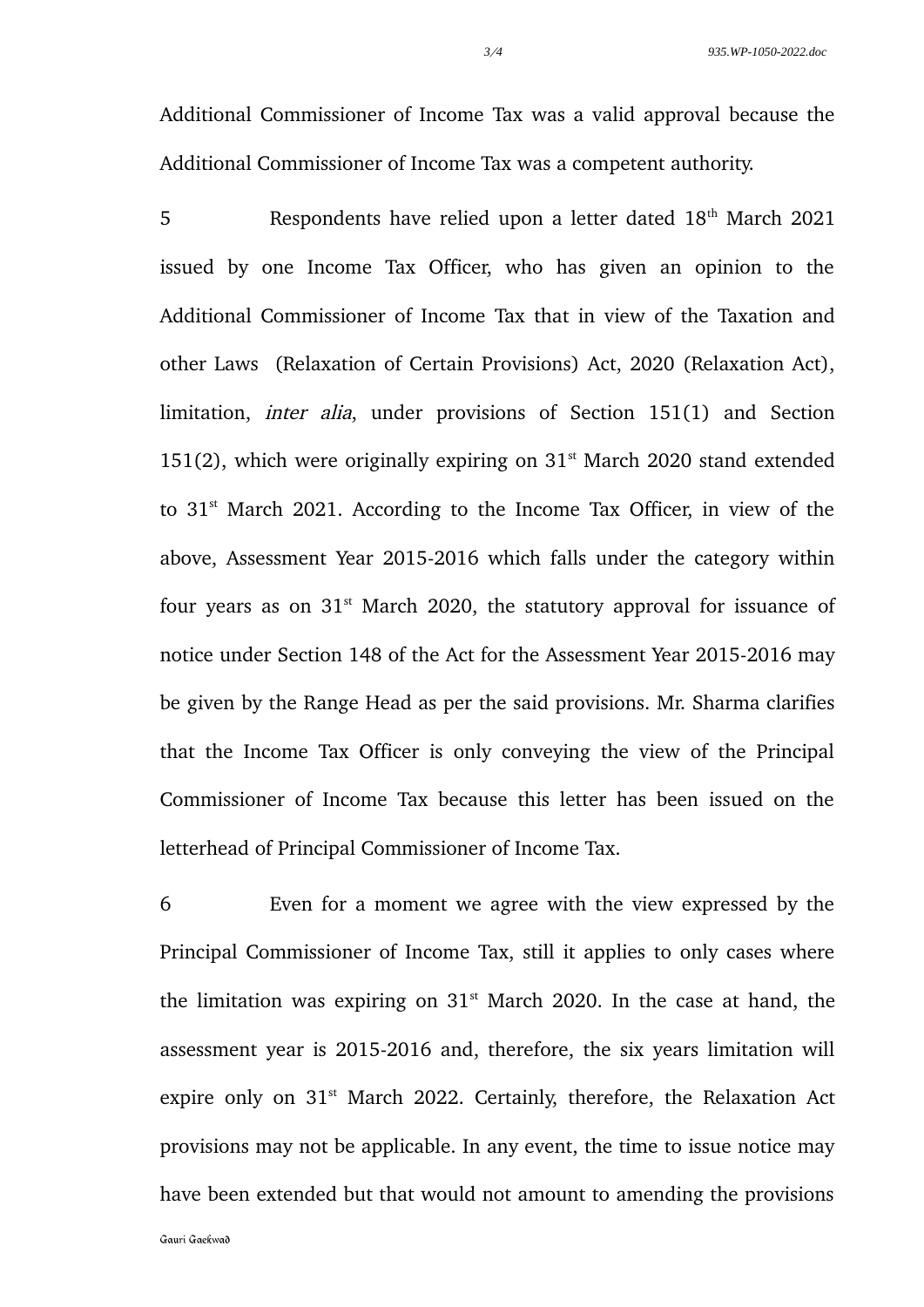Additional Commissioner of Income Tax was a valid approval because the Additional Commissioner of Income Tax was a competent authority.

5 Respondents have relied upon a letter dated 18th March 2021 issued by one Income Tax Officer, who has given an opinion to the Additional Commissioner of Income Tax that in view of the Taxation and other Laws (Relaxation of Certain Provisions) Act, 2020 (Relaxation Act), limitation, *inter alia*, under provisions of Section 151(1) and Section 151(2), which were originally expiring on 31st March 2020 stand extended to 31st March 2021. According to the Income Tax Officer, in view of the above, Assessment Year 2015-2016 which falls under the category within four years as on 31st March 2020, the statutory approval for issuance of notice under Section 148 of the Act for the Assessment Year 2015-2016 may be given by the Range Head as per the said provisions. Mr. Sharma clarifies that the Income Tax Officer is only conveying the view of the Principal Commissioner of Income Tax because this letter has been issued on the letterhead of Principal Commissioner of Income Tax.

6 Even for a moment we agree with the view expressed by the Principal Commissioner of Income Tax, still it applies to only cases where the limitation was expiring on 31st March 2020. In the case at hand, the assessment year is 2015-2016 and, therefore, the six years limitation will expire only on 31st March 2022. Certainly, therefore, the Relaxation Act provisions may not be applicable. In any event, the time to issue notice may have been extended but that would not amount to amending the provisions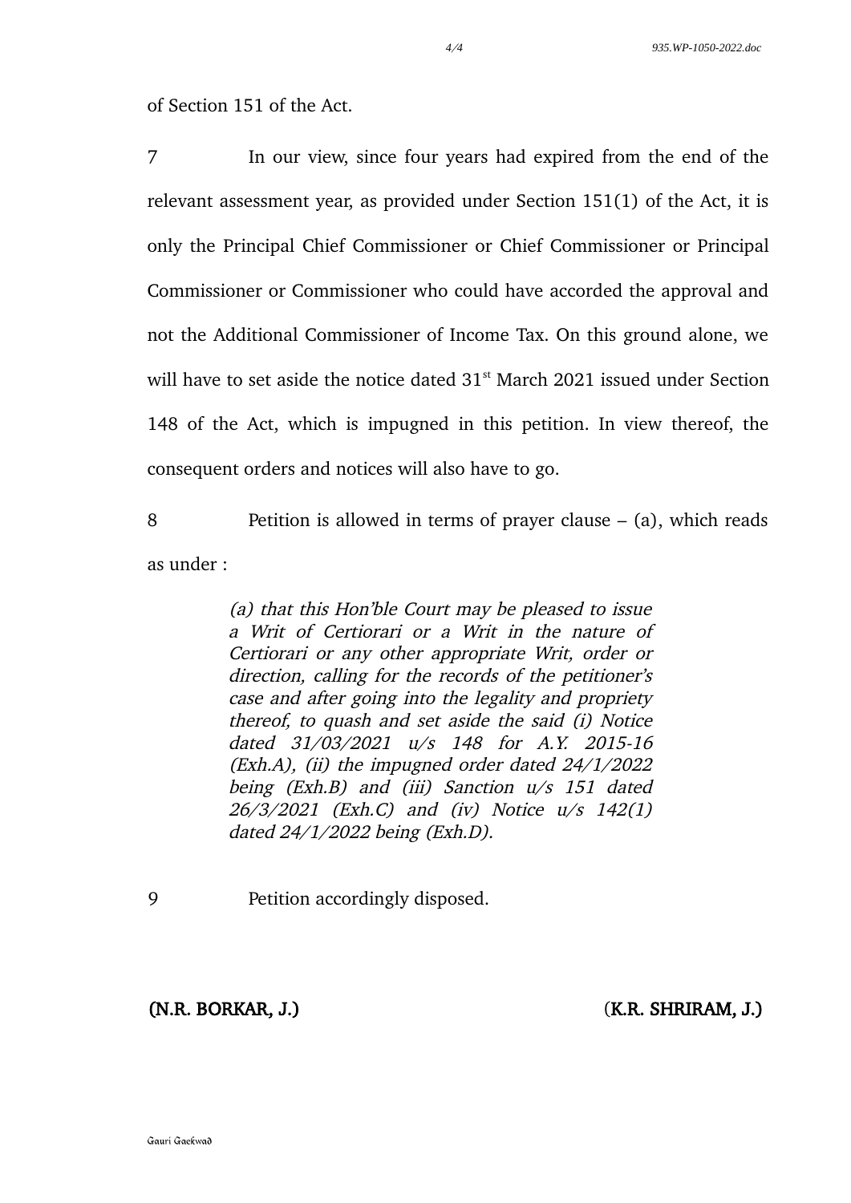of Section 151 of the Act.

7 In our view, since four years had expired from the end of the relevant assessment year, as provided under Section 151(1) of the Act, it is only the Principal Chief Commissioner or Chief Commissioner or Principal Commissioner or Commissioner who could have accorded the approval and not the Additional Commissioner of Income Tax. On this ground alone, we will have to set aside the notice dated 31[st] March 2021 issued under Section 148 of the Act, which is impugned in this petition. In view thereof, the consequent orders and notices will also have to go.

8 Petition is allowed in terms of prayer clause – (a), which reads as under :

> *(a) that this Hon'ble Court may be pleased to issue a Writ of Certiorari or a Writ in the nature of Certiorari or any other appropriate Writ, order or direction, calling for the records of the petitioner's case and after going into the legality and propriety thereof, to quash and set aside the said (i) Notice dated 31/03/2021 u/s 148 for A.Y. 2015-16 (Exh.A), (ii) the impugned order dated 24/1/2022 being (Exh.B) and (iii) Sanction u/s 151 dated 26/3/2021 (Exh.C) and (iv) Notice u/s 142(1) dated 24/1/2022 being (Exh.D).*

9 Petition accordingly disposed.

**(N.R. BORKAR, J.)** **(K.R. SHRIRAM, J.)**

Gauri Gaekwad